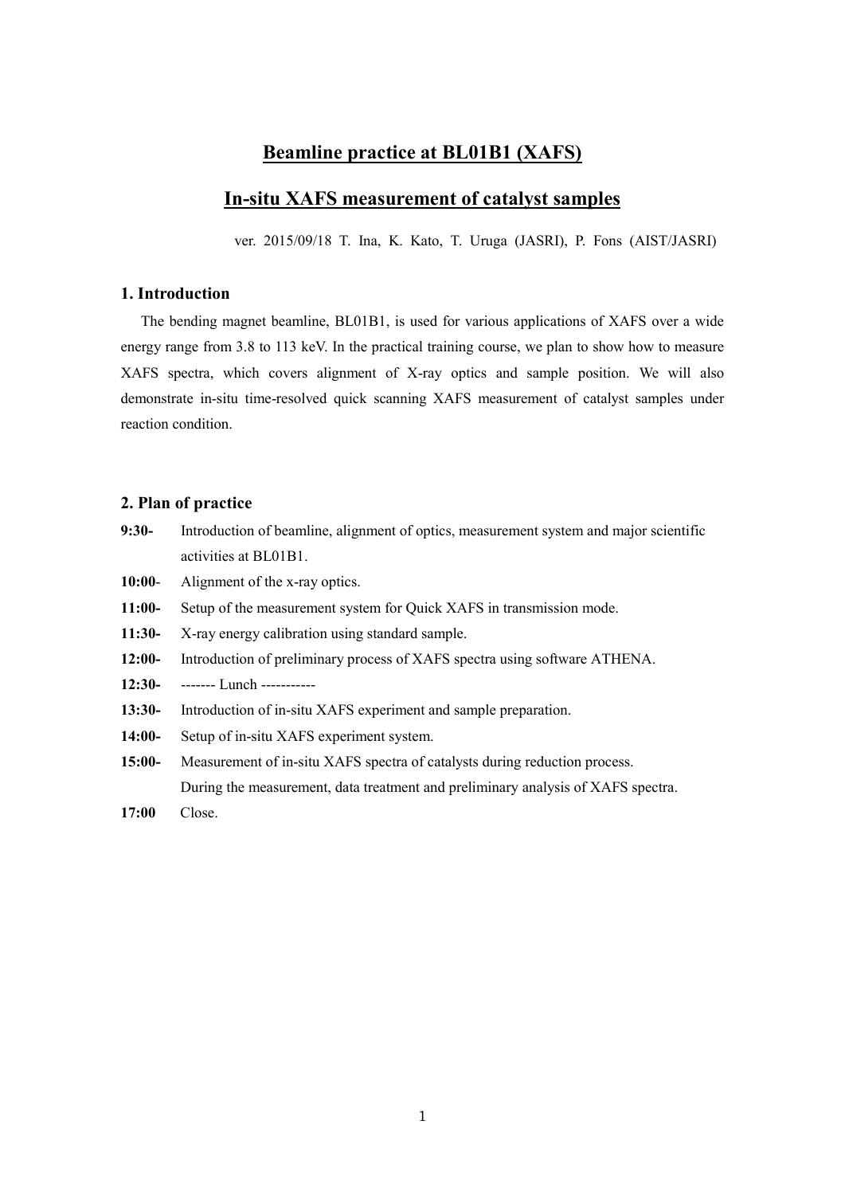# Beamline practice at BL01B1 (XAFS)

## In-situ XAFS measurement of catalyst samples

ver. 2015/09/18 T. Ina, K. Kato, T. Uruga (JASRI), P. Fons (AIST/JASRI)

### 1. Introduction

The bending magnet beamline, BL01B1, is used for various applications of XAFS over a wide energy range from 3.8 to 113 keV. In the practical training course, we plan to show how to measure XAFS spectra, which covers alignment of X-ray optics and sample position. We will also demonstrate in-situ time-resolved quick scanning XAFS measurement of catalyst samples under reaction condition.

### 2. Plan of practice

**9:30-** Introduction of beamline, alignment of optics, measurement system and major scientific activities at BL01B1.

**10:00**- Alignment of the x-ray optics.

**11:00-** Setup of the measurement system for Quick XAFS in transmission mode.

**11:30-** X-ray energy calibration using standard sample.

**12:00-** Introduction of preliminary process of XAFS spectra using software ATHENA.

**12:30-** ------- Lunch -----------

**13:30-** Introduction of in-situ XAFS experiment and sample preparation.

**14:00-** Setup of in-situ XAFS experiment system.

**15:00-** Measurement of in-situ XAFS spectra of catalysts during reduction process. During the measurement, data treatment and preliminary analysis of XAFS spectra.

**17:00** Close.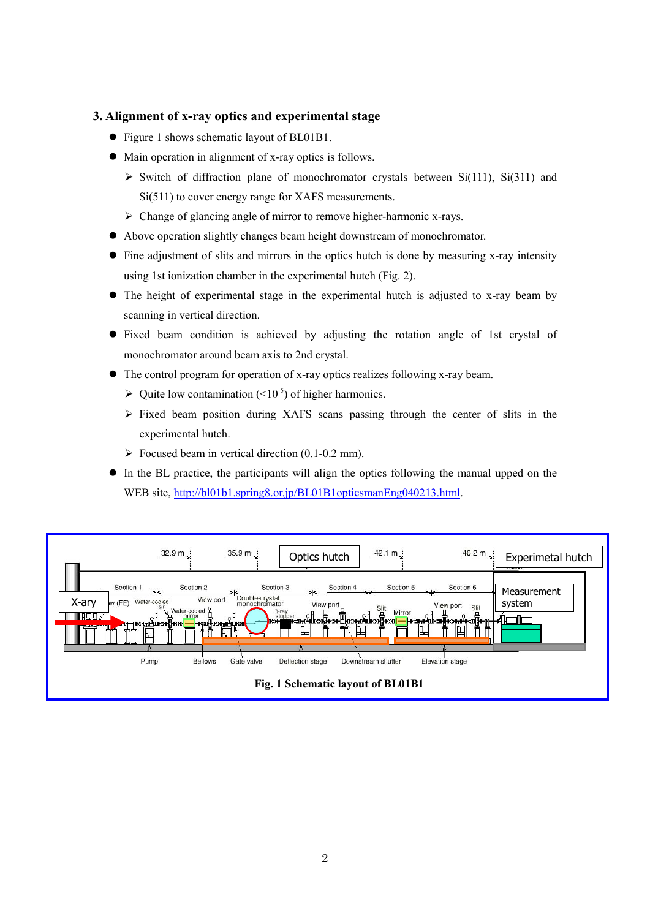### 3. Alignment of x-ray optics and experimental stage

- Figure 1 shows schematic layout of BL01B1.
- Main operation in alignment of x-ray optics is follows.
  - Switch of diffraction plane of monochromator crystals between Si(111), Si(311) and Si(511) to cover energy range for XAFS measurements.
  - Change of glancing angle of mirror to remove higher-harmonic x-rays.
- Above operation slightly changes beam height downstream of monochromator.
- Fine adjustment of slits and mirrors in the optics hutch is done by measuring x-ray intensity using 1st ionization chamber in the experimental hutch (Fig. 2).
- The height of experimental stage in the experimental hutch is adjusted to x-ray beam by scanning in vertical direction.
- Fixed beam condition is achieved by adjusting the rotation angle of 1st crystal of monochromator around beam axis to 2nd crystal.
- The control program for operation of x-ray optics realizes following x-ray beam.
  - Quite low contamination ($<10^{-5}$) of higher harmonics.
  - Fixed beam position during XAFS scans passing through the center of slits in the experimental hutch.
  - Focused beam in vertical direction (0.1-0.2 mm).
- In the BL practice, the participants will align the optics following the manual upped on the WEB site, [http://bl01b1.spring8.or.jp/BL01B1opticsmanEng040213.html](http://bl01b1.spring8.or.jp/BL01B1opticsmanEng040213.html).

**Fig. 1 Schematic layout of BL01B1**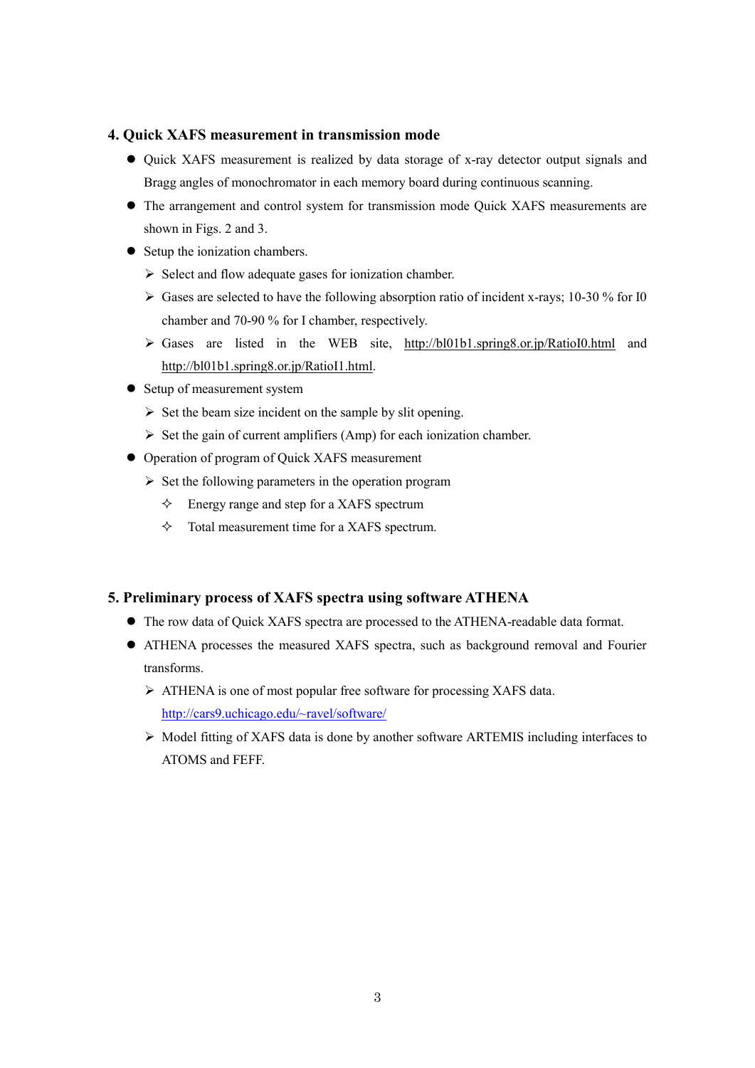## 4. Quick XAFS measurement in transmission mode

- Quick XAFS measurement is realized by data storage of x-ray detector output signals and Bragg angles of monochromator in each memory board during continuous scanning.
- The arrangement and control system for transmission mode Quick XAFS measurements are shown in Figs. 2 and 3.
- Setup the ionization chambers.
  - Select and flow adequate gases for ionization chamber.
  - Gases are selected to have the following absorption ratio of incident x-rays; 10-30 % for I0 chamber and 70-90 % for I chamber, respectively.
  - Gases are listed in the WEB site, http://bl01b1.spring8.or.jp/RatioI0.html and http://bl01b1.spring8.or.jp/RatioI1.html.
- Setup of measurement system
  - Set the beam size incident on the sample by slit opening.
  - Set the gain of current amplifiers (Amp) for each ionization chamber.
- Operation of program of Quick XAFS measurement
  - Set the following parameters in the operation program
    - Energy range and step for a XAFS spectrum
    - Total measurement time for a XAFS spectrum.

## 5. Preliminary process of XAFS spectra using software ATHENA

- The row data of Quick XAFS spectra are processed to the ATHENA-readable data format.
- ATHENA processes the measured XAFS spectra, such as background removal and Fourier transforms.
  - ATHENA is one of most popular free software for processing XAFS data. http://cars9.uchicago.edu/~ravel/software/
  - Model fitting of XAFS data is done by another software ARTEMIS including interfaces to ATOMS and FEFF.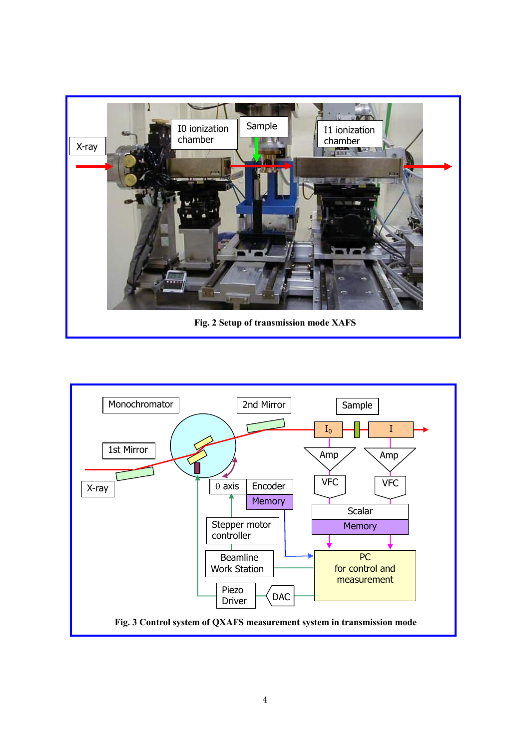**Fig. 2 Setup of transmission mode XAFS**

**Fig. 3 Control system of QXAFS measurement system in transmission mode**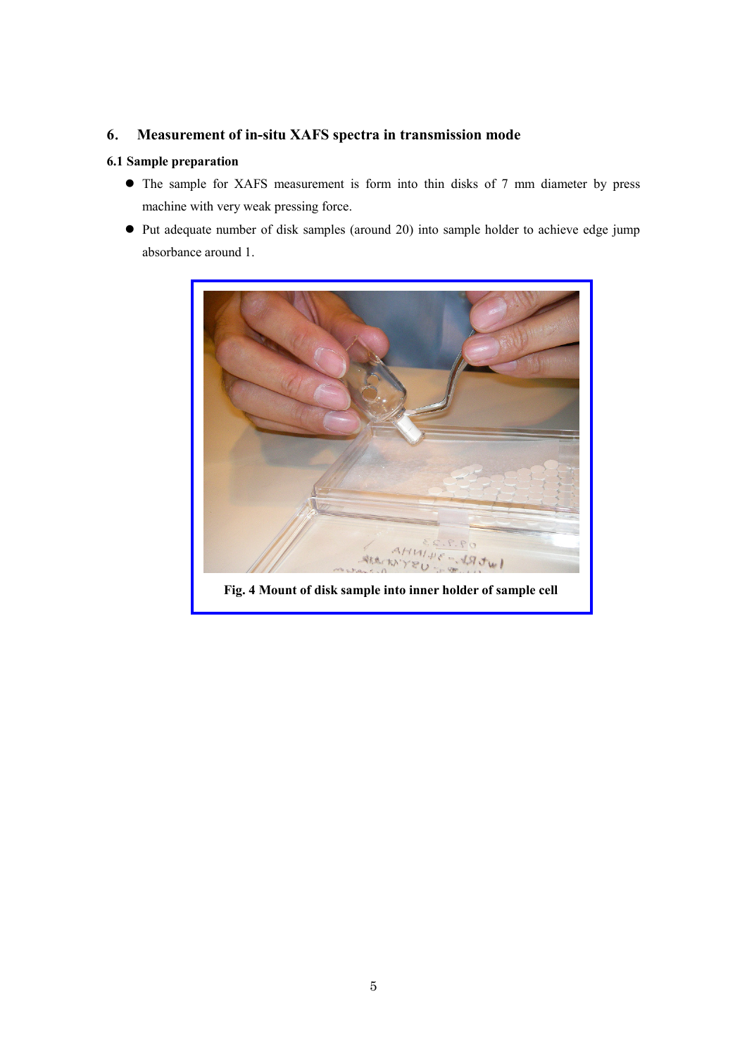## 6. Measurement of in-situ XAFS spectra in transmission mode

### 6.1 Sample preparation

- The sample for XAFS measurement is form into thin disks of 7 mm diameter by press machine with very weak pressing force.
- Put adequate number of disk samples (around 20) into sample holder to achieve edge jump absorbance around 1.

**Fig. 4 Mount of disk sample into inner holder of sample cell**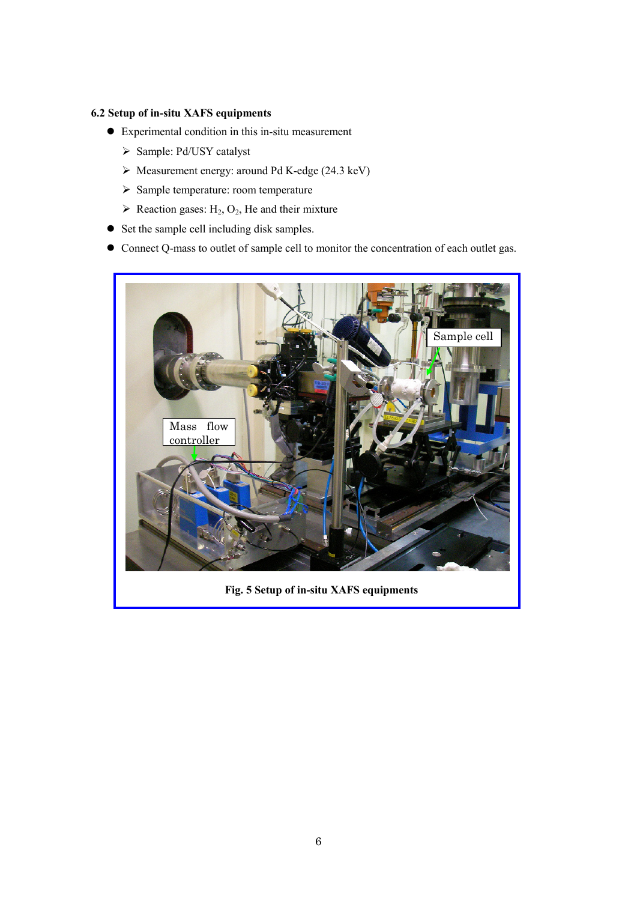### 6.2 Setup of in-situ XAFS equipments

- Experimental condition in this in-situ measurement
  - Sample: Pd/USY catalyst
  - Measurement energy: around Pd K-edge (24.3 keV)
  - Sample temperature: room temperature
  - Reaction gases: $H_2$, $O_2$, He and their mixture
- Set the sample cell including disk samples.
- Connect Q-mass to outlet of sample cell to monitor the concentration of each outlet gas.

**Fig. 5 Setup of in-situ XAFS equipments**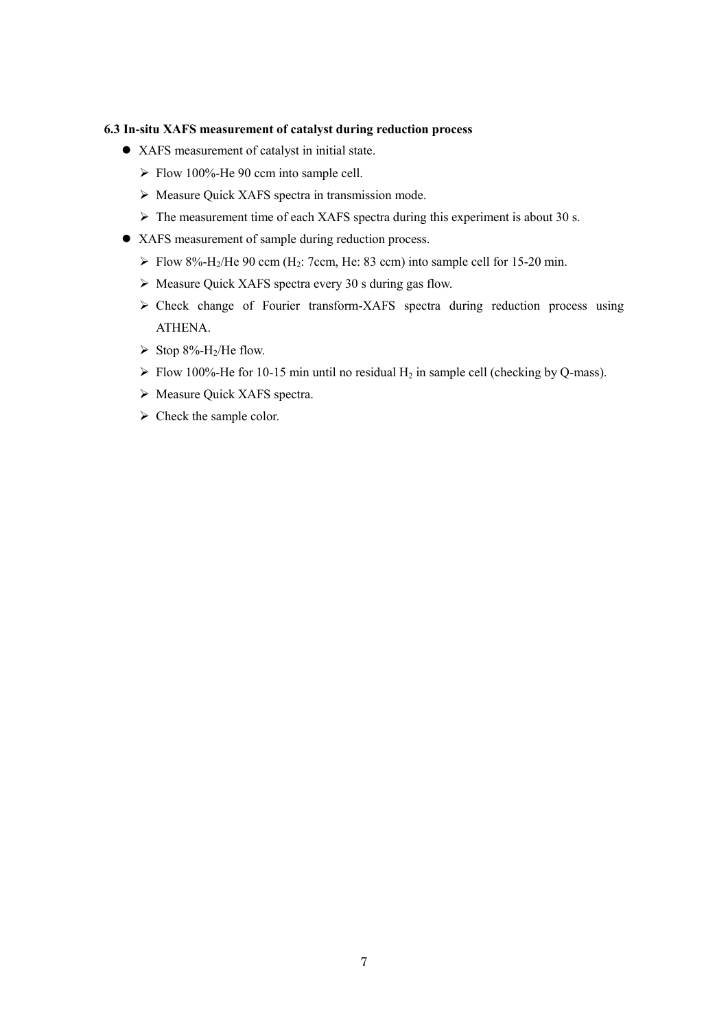### 6.3 In-situ XAFS measurement of catalyst during reduction process

- XAFS measurement of catalyst in initial state.
  - Flow 100%-He 90 ccm into sample cell.
  - Measure Quick XAFS spectra in transmission mode.
  - The measurement time of each XAFS spectra during this experiment is about 30 s.
- XAFS measurement of sample during reduction process.
  - Flow 8%-$H_2$/He 90 ccm ($H_2$: 7ccm, He: 83 ccm) into sample cell for 15-20 min.
  - Measure Quick XAFS spectra every 30 s during gas flow.
  - Check change of Fourier transform-XAFS spectra during reduction process using ATHENA.
  - Stop 8%-$H_2$/He flow.
  - Flow 100%-He for 10-15 min until no residual $H_2$ in sample cell (checking by Q-mass).
  - Measure Quick XAFS spectra.
  - Check the sample color.